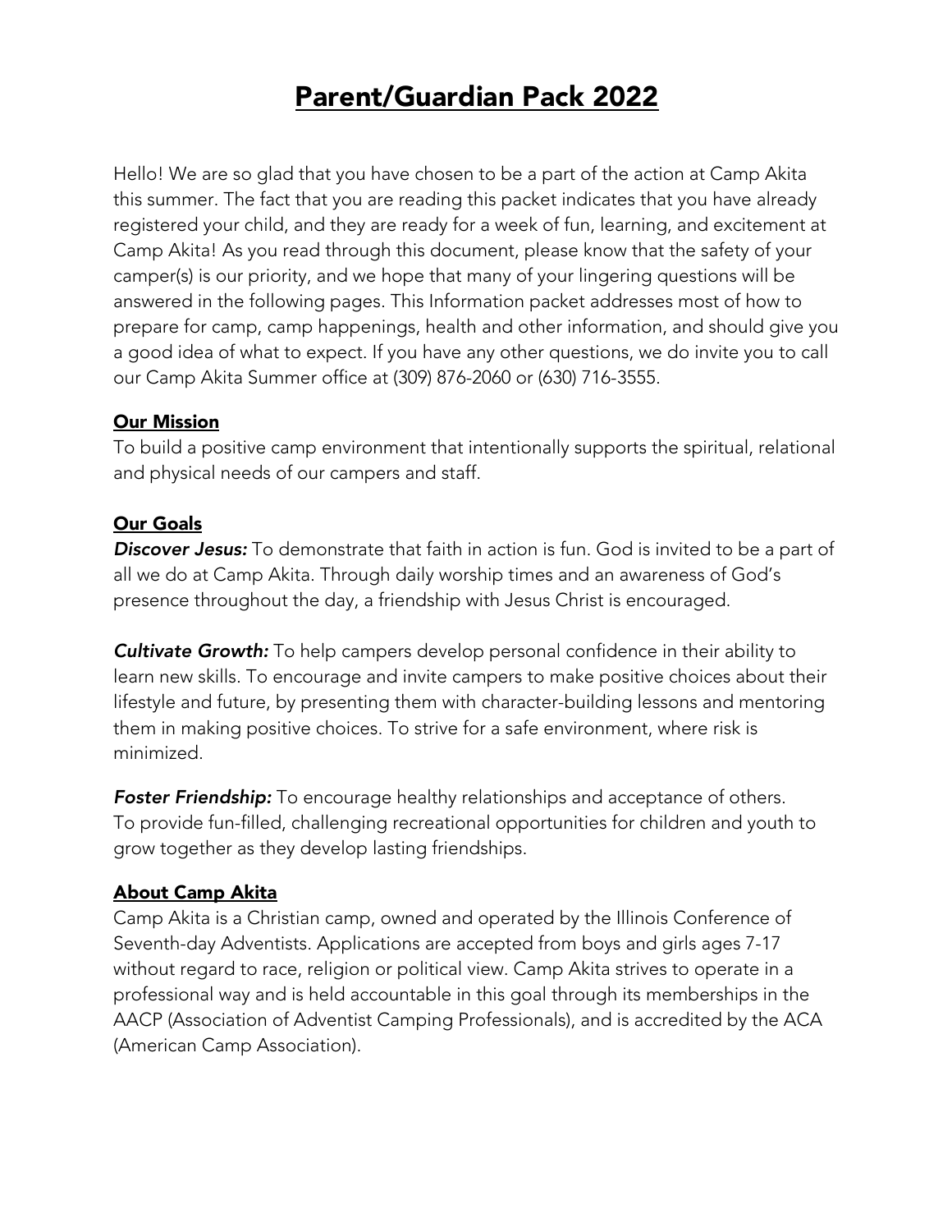# Parent/Guardian Pack 2022

Hello! We are so glad that you have chosen to be a part of the action at Camp Akita this summer. The fact that you are reading this packet indicates that you have already registered your child, and they are ready for a week of fun, learning, and excitement at Camp Akita! As you read through this document, please know that the safety of your camper(s) is our priority, and we hope that many of your lingering questions will be answered in the following pages. This Information packet addresses most of how to prepare for camp, camp happenings, health and other information, and should give you a good idea of what to expect. If you have any other questions, we do invite you to call our Camp Akita Summer office at (309) 876-2060 or (630) 716-3555.

## Our Mission

To build a positive camp environment that intentionally supports the spiritual, relational and physical needs of our campers and staff.

## Our Goals

***Discover Jesus:*** To demonstrate that faith in action is fun. God is invited to be a part of all we do at Camp Akita. Through daily worship times and an awareness of God's presence throughout the day, a friendship with Jesus Christ is encouraged.

***Cultivate Growth:*** To help campers develop personal confidence in their ability to learn new skills. To encourage and invite campers to make positive choices about their lifestyle and future, by presenting them with character-building lessons and mentoring them in making positive choices. To strive for a safe environment, where risk is minimized.

***Foster Friendship:*** To encourage healthy relationships and acceptance of others. To provide fun-filled, challenging recreational opportunities for children and youth to grow together as they develop lasting friendships.

## About Camp Akita

Camp Akita is a Christian camp, owned and operated by the Illinois Conference of Seventh-day Adventists. Applications are accepted from boys and girls ages 7-17 without regard to race, religion or political view. Camp Akita strives to operate in a professional way and is held accountable in this goal through its memberships in the AACP (Association of Adventist Camping Professionals), and is accredited by the ACA (American Camp Association).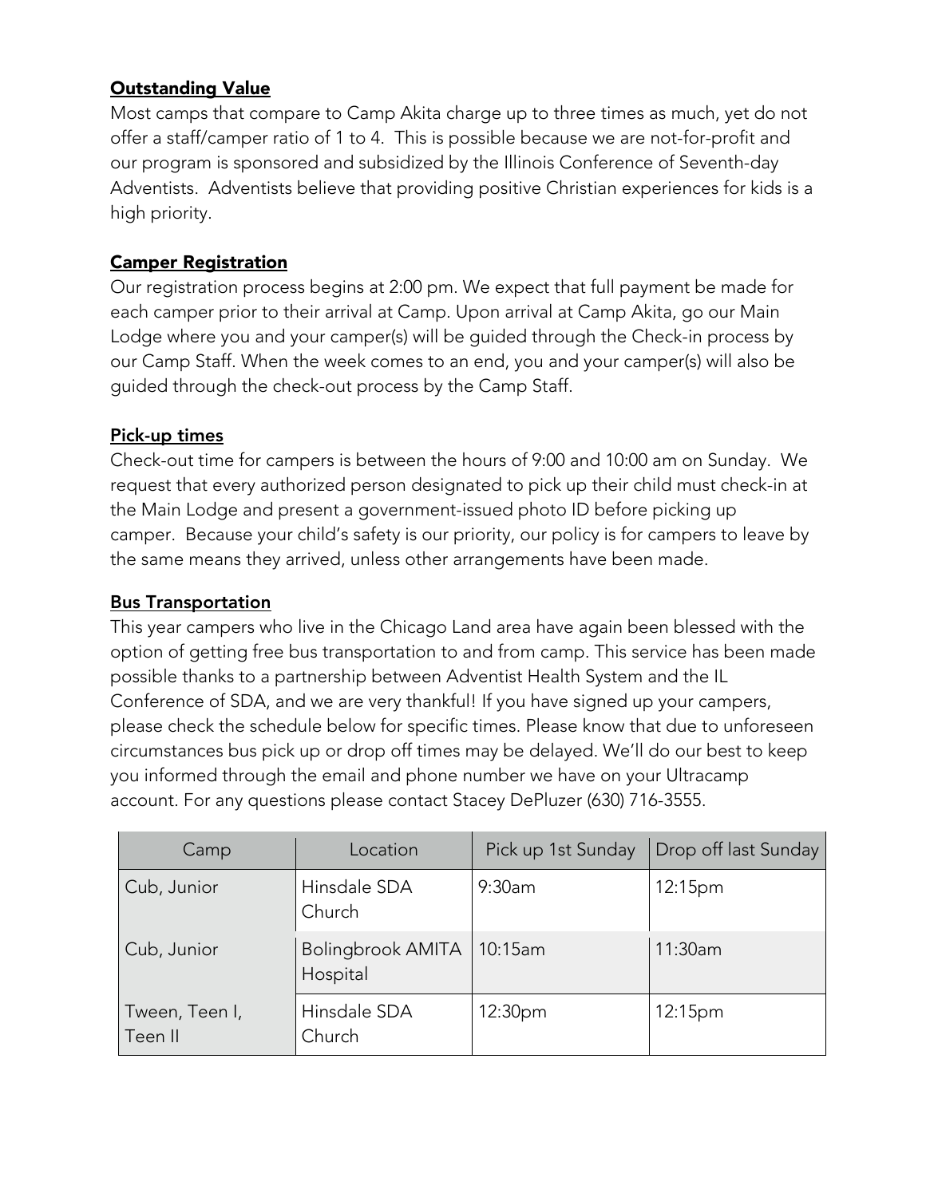## Outstanding Value

Most camps that compare to Camp Akita charge up to three times as much, yet do not offer a staff/camper ratio of 1 to 4. This is possible because we are not-for-profit and our program is sponsored and subsidized by the Illinois Conference of Seventh-day Adventists. Adventists believe that providing positive Christian experiences for kids is a high priority.

## Camper Registration

Our registration process begins at 2:00 pm. We expect that full payment be made for each camper prior to their arrival at Camp. Upon arrival at Camp Akita, go our Main Lodge where you and your camper(s) will be guided through the Check-in process by our Camp Staff. When the week comes to an end, you and your camper(s) will also be guided through the check-out process by the Camp Staff.

## Pick-up times

Check-out time for campers is between the hours of 9:00 and 10:00 am on Sunday. We request that every authorized person designated to pick up their child must check-in at the Main Lodge and present a government-issued photo ID before picking up camper. Because your child's safety is our priority, our policy is for campers to leave by the same means they arrived, unless other arrangements have been made.

## Bus Transportation

This year campers who live in the Chicago Land area have again been blessed with the option of getting free bus transportation to and from camp. This service has been made possible thanks to a partnership between Adventist Health System and the IL Conference of SDA, and we are very thankful! If you have signed up your campers, please check the schedule below for specific times. Please know that due to unforeseen circumstances bus pick up or drop off times may be delayed. We'll do our best to keep you informed through the email and phone number we have on your Ultracamp account. For any questions please contact Stacey DePluzer (630) 716-3555.

| Camp | Location | Pick up 1st Sunday | Drop off last Sunday |
|---|---|---|---|
| Cub, Junior | Hinsdale SDA Church | 9:30am | 12:15pm |
| Cub, Junior | Bolingbrook AMITA Hospital | 10:15am | 11:30am |
| Tween, Teen I, Teen II | Hinsdale SDA Church | 12:30pm | 12:15pm |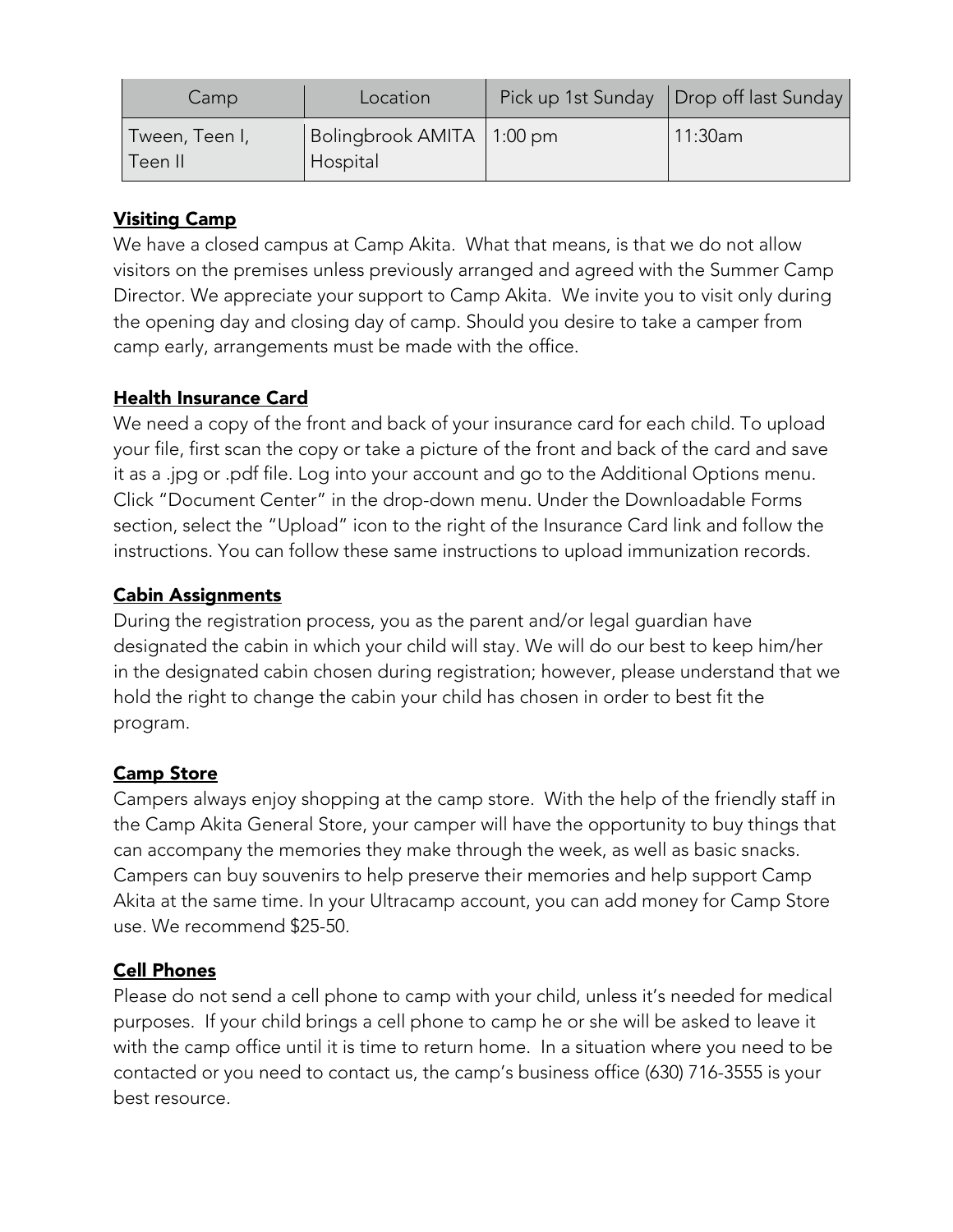| Camp | Location | Pick up 1st Sunday | Drop off last Sunday |
|---|---|---|---|
| Tween, Teen I, Teen II | Bolingbrook AMITA Hospital | 1:00 pm | 11:30am |

**Visiting Camp**

We have a closed campus at Camp Akita. What that means, is that we do not allow visitors on the premises unless previously arranged and agreed with the Summer Camp Director. We appreciate your support to Camp Akita. We invite you to visit only during the opening day and closing day of camp. Should you desire to take a camper from camp early, arrangements must be made with the office.

**Health Insurance Card**

We need a copy of the front and back of your insurance card for each child. To upload your file, first scan the copy or take a picture of the front and back of the card and save it as a .jpg or .pdf file. Log into your account and go to the Additional Options menu. Click "Document Center" in the drop-down menu. Under the Downloadable Forms section, select the "Upload" icon to the right of the Insurance Card link and follow the instructions. You can follow these same instructions to upload immunization records.

**Cabin Assignments**

During the registration process, you as the parent and/or legal guardian have designated the cabin in which your child will stay. We will do our best to keep him/her in the designated cabin chosen during registration; however, please understand that we hold the right to change the cabin your child has chosen in order to best fit the program.

**Camp Store**

Campers always enjoy shopping at the camp store. With the help of the friendly staff in the Camp Akita General Store, your camper will have the opportunity to buy things that can accompany the memories they make through the week, as well as basic snacks. Campers can buy souvenirs to help preserve their memories and help support Camp Akita at the same time. In your Ultracamp account, you can add money for Camp Store use. We recommend $25-50.

**Cell Phones**

Please do not send a cell phone to camp with your child, unless it's needed for medical purposes. If your child brings a cell phone to camp he or she will be asked to leave it with the camp office until it is time to return home. In a situation where you need to be contacted or you need to contact us, the camp's business office (630) 716-3555 is your best resource.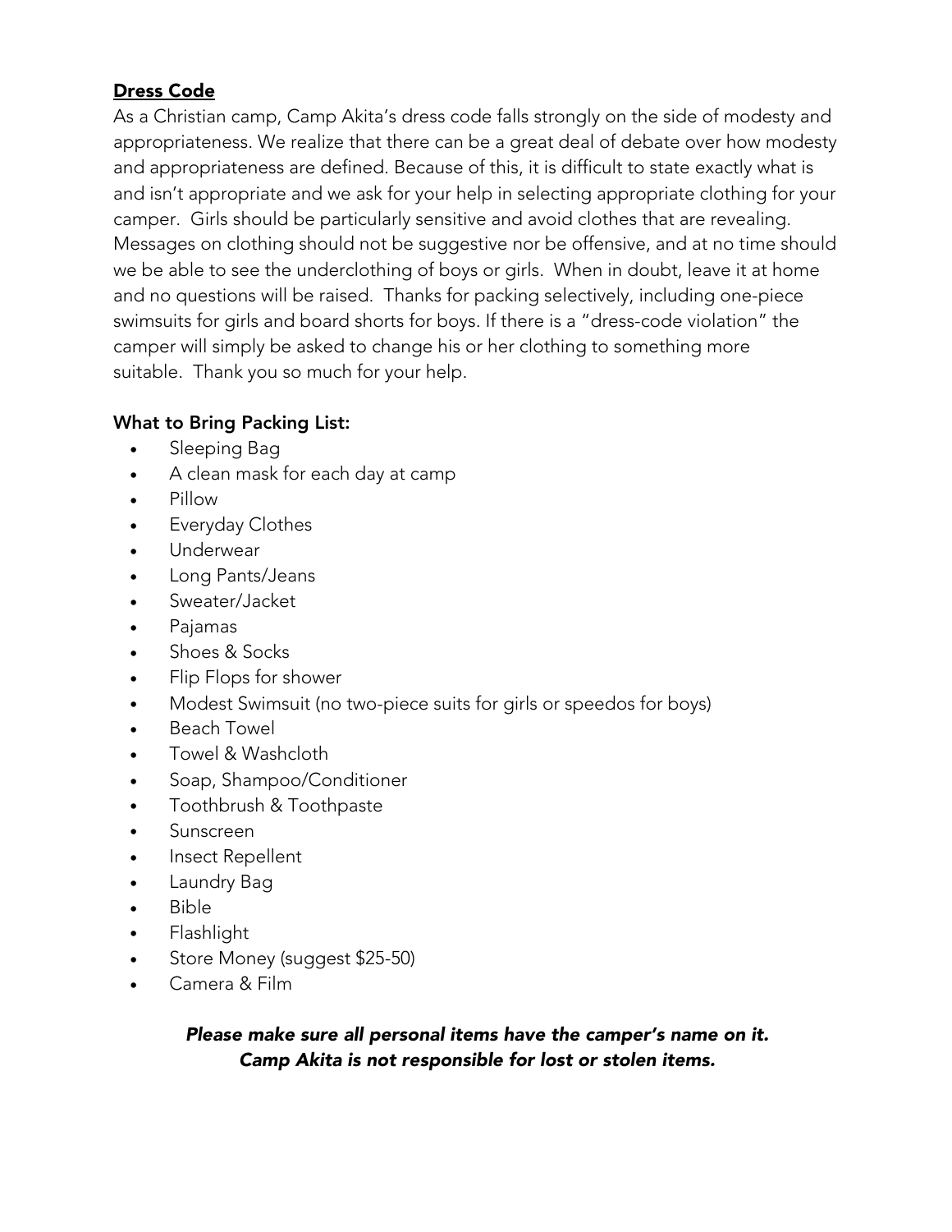## Dress Code

As a Christian camp, Camp Akita's dress code falls strongly on the side of modesty and appropriateness. We realize that there can be a great deal of debate over how modesty and appropriateness are defined. Because of this, it is difficult to state exactly what is and isn't appropriate and we ask for your help in selecting appropriate clothing for your camper. Girls should be particularly sensitive and avoid clothes that are revealing. Messages on clothing should not be suggestive nor be offensive, and at no time should we be able to see the underclothing of boys or girls. When in doubt, leave it at home and no questions will be raised. Thanks for packing selectively, including one-piece swimsuits for girls and board shorts for boys. If there is a "dress-code violation" the camper will simply be asked to change his or her clothing to something more suitable. Thank you so much for your help.

### What to Bring Packing List:

- Sleeping Bag
- A clean mask for each day at camp
- Pillow
- Everyday Clothes
- Underwear
- Long Pants/Jeans
- Sweater/Jacket
- Pajamas
- Shoes & Socks
- Flip Flops for shower
- Modest Swimsuit (no two-piece suits for girls or speedos for boys)
- Beach Towel
- Towel & Washcloth
- Soap, Shampoo/Conditioner
- Toothbrush & Toothpaste
- Sunscreen
- Insect Repellent
- Laundry Bag
- Bible
- Flashlight
- Store Money (suggest $25-50)
- Camera & Film

***Please make sure all personal items have the camper's name on it.***
***Camp Akita is not responsible for lost or stolen items.***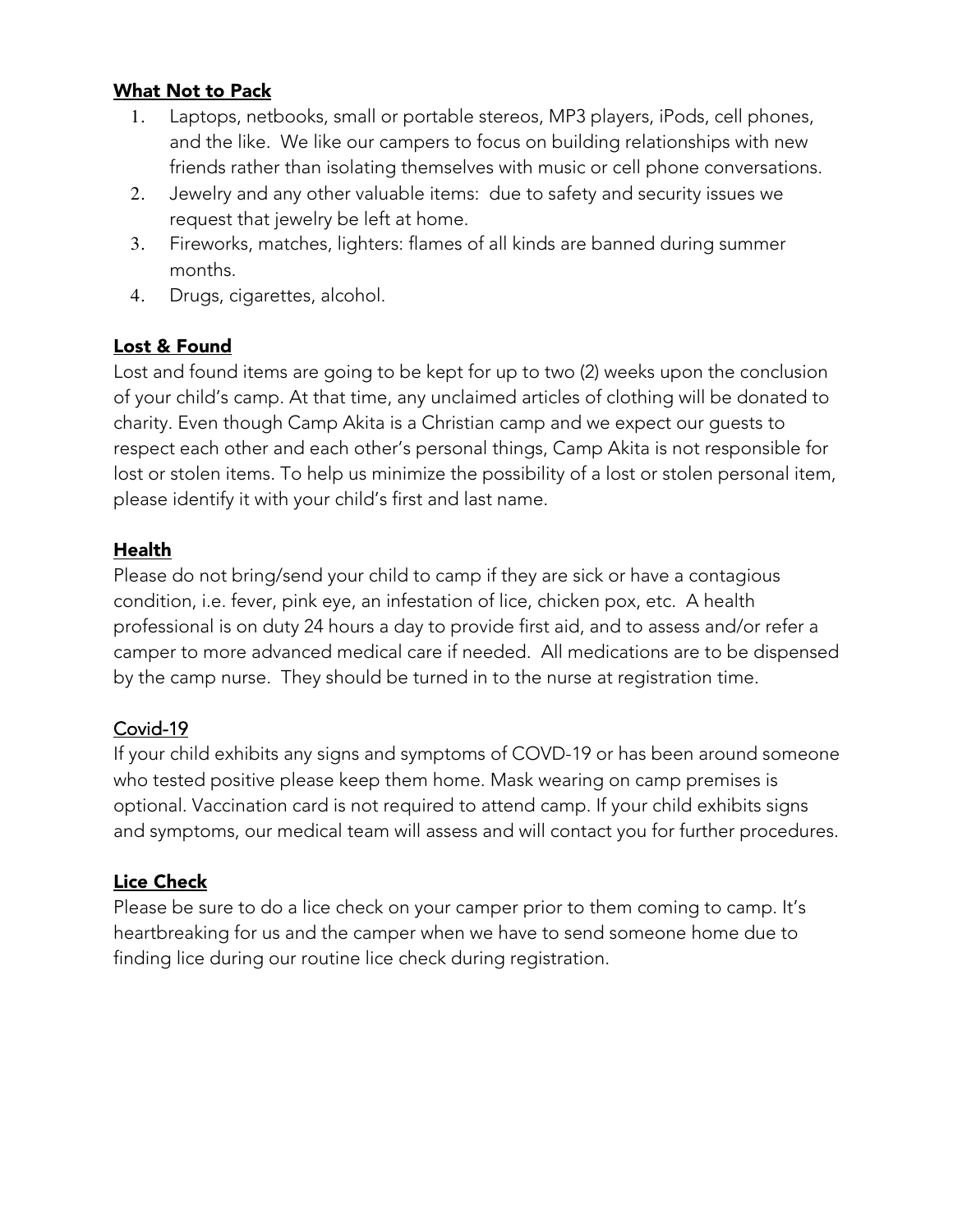## What Not to Pack

1. Laptops, netbooks, small or portable stereos, MP3 players, iPods, cell phones, and the like. We like our campers to focus on building relationships with new friends rather than isolating themselves with music or cell phone conversations.
2. Jewelry and any other valuable items: due to safety and security issues we request that jewelry be left at home.
3. Fireworks, matches, lighters: flames of all kinds are banned during summer months.
4. Drugs, cigarettes, alcohol.

## Lost & Found

Lost and found items are going to be kept for up to two (2) weeks upon the conclusion of your child's camp. At that time, any unclaimed articles of clothing will be donated to charity. Even though Camp Akita is a Christian camp and we expect our guests to respect each other and each other's personal things, Camp Akita is not responsible for lost or stolen items. To help us minimize the possibility of a lost or stolen personal item, please identify it with your child's first and last name.

## Health

Please do not bring/send your child to camp if they are sick or have a contagious condition, i.e. fever, pink eye, an infestation of lice, chicken pox, etc. A health professional is on duty 24 hours a day to provide first aid, and to assess and/or refer a camper to more advanced medical care if needed. All medications are to be dispensed by the camp nurse. They should be turned in to the nurse at registration time.

## Covid-19

If your child exhibits any signs and symptoms of COVD-19 or has been around someone who tested positive please keep them home. Mask wearing on camp premises is optional. Vaccination card is not required to attend camp. If your child exhibits signs and symptoms, our medical team will assess and will contact you for further procedures.

## Lice Check

Please be sure to do a lice check on your camper prior to them coming to camp. It's heartbreaking for us and the camper when we have to send someone home due to finding lice during our routine lice check during registration.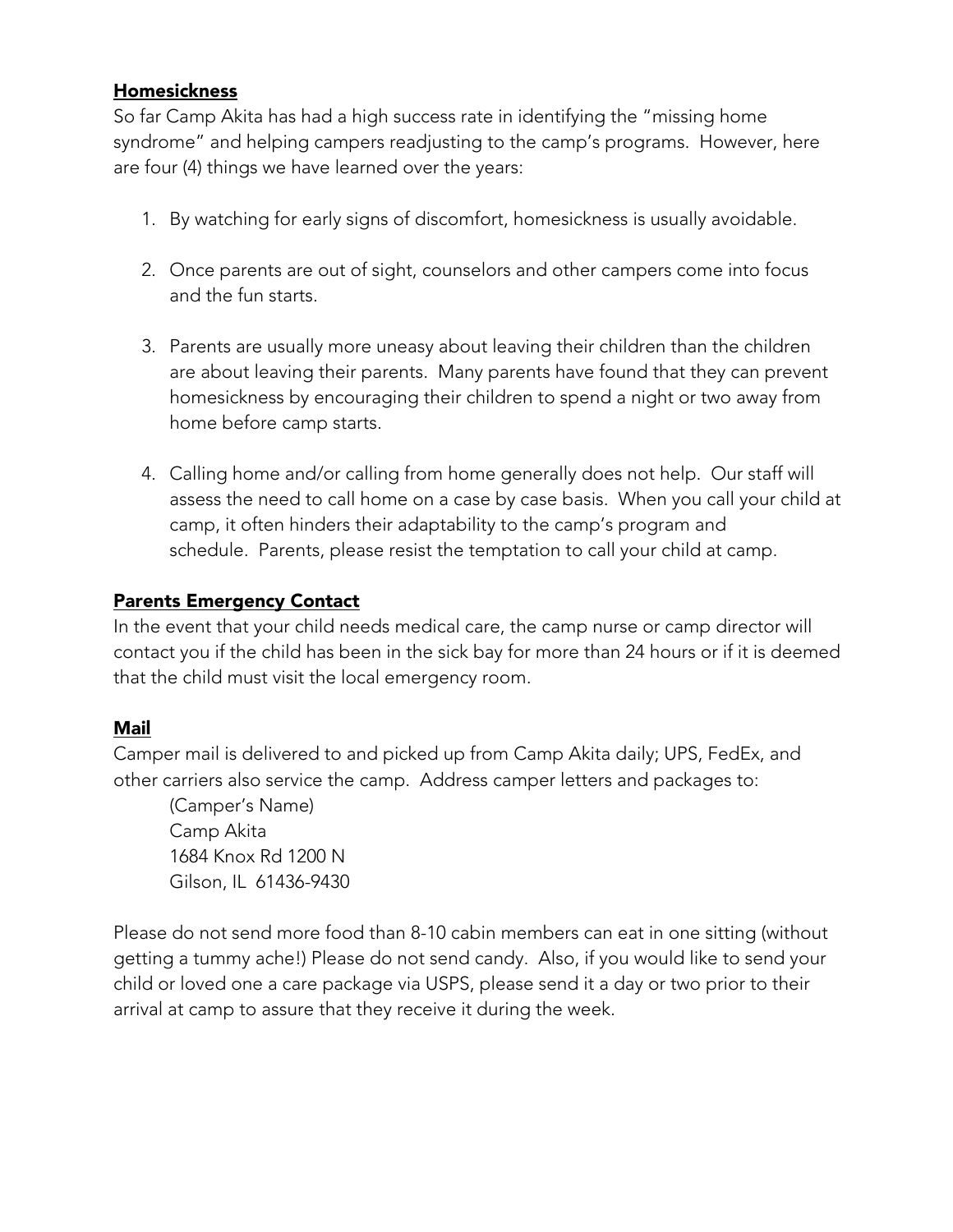## **Homesickness**

So far Camp Akita has had a high success rate in identifying the "missing home syndrome" and helping campers readjusting to the camp's programs. However, here are four (4) things we have learned over the years:

1. By watching for early signs of discomfort, homesickness is usually avoidable.

2. Once parents are out of sight, counselors and other campers come into focus and the fun starts.

3. Parents are usually more uneasy about leaving their children than the children are about leaving their parents. Many parents have found that they can prevent homesickness by encouraging their children to spend a night or two away from home before camp starts.

4. Calling home and/or calling from home generally does not help. Our staff will assess the need to call home on a case by case basis. When you call your child at camp, it often hinders their adaptability to the camp's program and schedule. Parents, please resist the temptation to call your child at camp.

## **Parents Emergency Contact**

In the event that your child needs medical care, the camp nurse or camp director will contact you if the child has been in the sick bay for more than 24 hours or if it is deemed that the child must visit the local emergency room.

## **Mail**

Camper mail is delivered to and picked up from Camp Akita daily; UPS, FedEx, and other carriers also service the camp. Address camper letters and packages to:

(Camper's Name)
Camp Akita
1684 Knox Rd 1200 N
Gilson, IL 61436-9430

Please do not send more food than 8-10 cabin members can eat in one sitting (without getting a tummy ache!) Please do not send candy. Also, if you would like to send your child or loved one a care package via USPS, please send it a day or two prior to their arrival at camp to assure that they receive it during the week.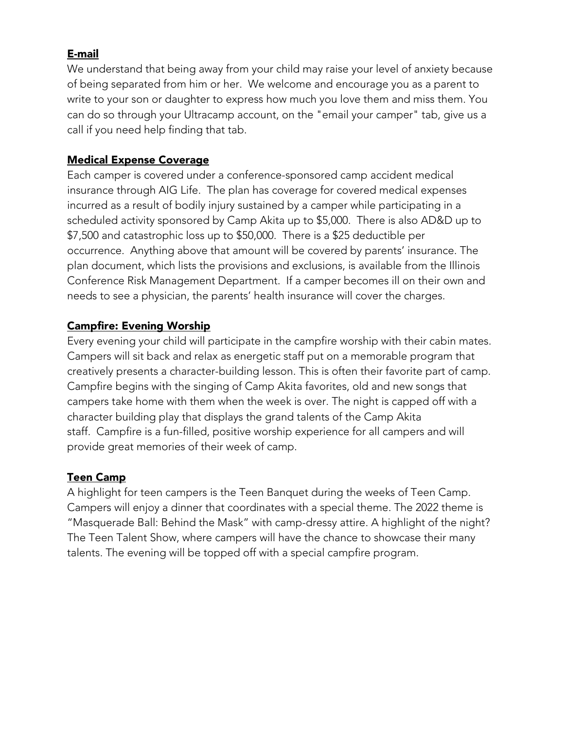## E-mail

We understand that being away from your child may raise your level of anxiety because of being separated from him or her. We welcome and encourage you as a parent to write to your son or daughter to express how much you love them and miss them. You can do so through your Ultracamp account, on the "email your camper" tab, give us a call if you need help finding that tab.

## Medical Expense Coverage

Each camper is covered under a conference-sponsored camp accident medical insurance through AIG Life. The plan has coverage for covered medical expenses incurred as a result of bodily injury sustained by a camper while participating in a scheduled activity sponsored by Camp Akita up to $5,000. There is also AD&D up to $7,500 and catastrophic loss up to $50,000. There is a $25 deductible per occurrence. Anything above that amount will be covered by parents' insurance. The plan document, which lists the provisions and exclusions, is available from the Illinois Conference Risk Management Department. If a camper becomes ill on their own and needs to see a physician, the parents' health insurance will cover the charges.

## Campfire: Evening Worship

Every evening your child will participate in the campfire worship with their cabin mates. Campers will sit back and relax as energetic staff put on a memorable program that creatively presents a character-building lesson. This is often their favorite part of camp. Campfire begins with the singing of Camp Akita favorites, old and new songs that campers take home with them when the week is over. The night is capped off with a character building play that displays the grand talents of the Camp Akita staff. Campfire is a fun-filled, positive worship experience for all campers and will provide great memories of their week of camp.

## Teen Camp

A highlight for teen campers is the Teen Banquet during the weeks of Teen Camp. Campers will enjoy a dinner that coordinates with a special theme. The 2022 theme is "Masquerade Ball: Behind the Mask" with camp-dressy attire. A highlight of the night? The Teen Talent Show, where campers will have the chance to showcase their many talents. The evening will be topped off with a special campfire program.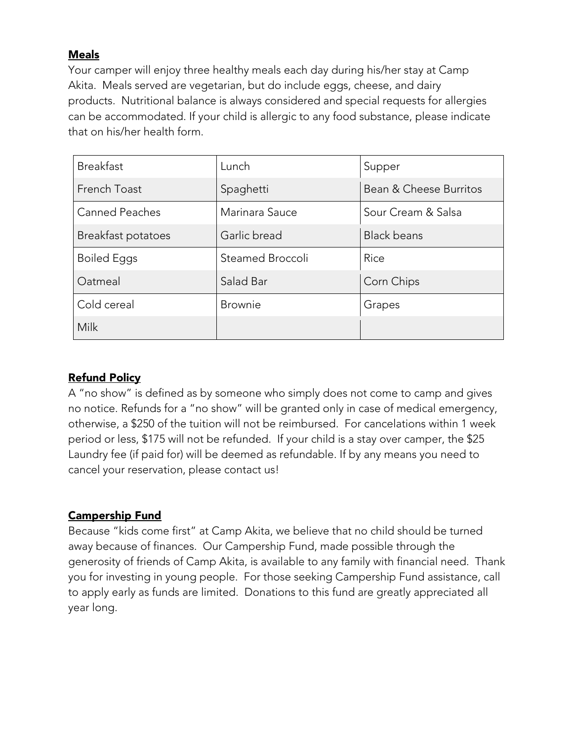## Meals

Your camper will enjoy three healthy meals each day during his/her stay at Camp Akita. Meals served are vegetarian, but do include eggs, cheese, and dairy products. Nutritional balance is always considered and special requests for allergies can be accommodated. If your child is allergic to any food substance, please indicate that on his/her health form.

| Breakfast | Lunch | Supper |
|---|---|---|
| French Toast | Spaghetti | Bean & Cheese Burritos |
| Canned Peaches | Marinara Sauce | Sour Cream & Salsa |
| Breakfast potatoes | Garlic bread | Black beans |
| Boiled Eggs | Steamed Broccoli | Rice |
| Oatmeal | Salad Bar | Corn Chips |
| Cold cereal | Brownie | Grapes |
| Milk | | |

## Refund Policy

A "no show" is defined as by someone who simply does not come to camp and gives no notice. Refunds for a "no show" will be granted only in case of medical emergency, otherwise, a $250 of the tuition will not be reimbursed. For cancelations within 1 week period or less, $175 will not be refunded. If your child is a stay over camper, the $25 Laundry fee (if paid for) will be deemed as refundable. If by any means you need to cancel your reservation, please contact us!

## Campership Fund

Because "kids come first" at Camp Akita, we believe that no child should be turned away because of finances. Our Campership Fund, made possible through the generosity of friends of Camp Akita, is available to any family with financial need. Thank you for investing in young people. For those seeking Campership Fund assistance, call to apply early as funds are limited. Donations to this fund are greatly appreciated all year long.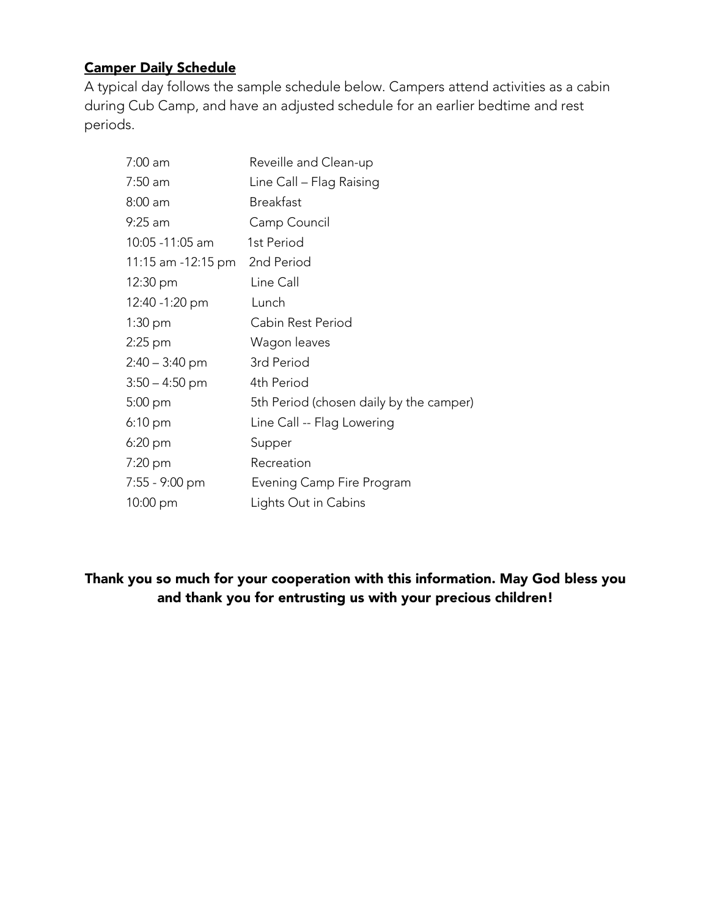**Camper Daily Schedule**

A typical day follows the sample schedule below. Campers attend activities as a cabin during Cub Camp, and have an adjusted schedule for an earlier bedtime and rest periods.

| | |
|---|---|
| 7:00 am | Reveille and Clean-up |
| 7:50 am | Line Call – Flag Raising |
| 8:00 am | Breakfast |
| 9:25 am | Camp Council |
| 10:05 -11:05 am | 1st Period |
| 11:15 am -12:15 pm | 2nd Period |
| 12:30 pm | Line Call |
| 12:40 -1:20 pm | Lunch |
| 1:30 pm | Cabin Rest Period |
| 2:25 pm | Wagon leaves |
| 2:40 – 3:40 pm | 3rd Period |
| 3:50 – 4:50 pm | 4th Period |
| 5:00 pm | 5th Period (chosen daily by the camper) |
| 6:10 pm | Line Call -- Flag Lowering |
| 6:20 pm | Supper |
| 7:20 pm | Recreation |
| 7:55 - 9:00 pm | Evening Camp Fire Program |
| 10:00 pm | Lights Out in Cabins |

**Thank you so much for your cooperation with this information. May God bless you and thank you for entrusting us with your precious children!**